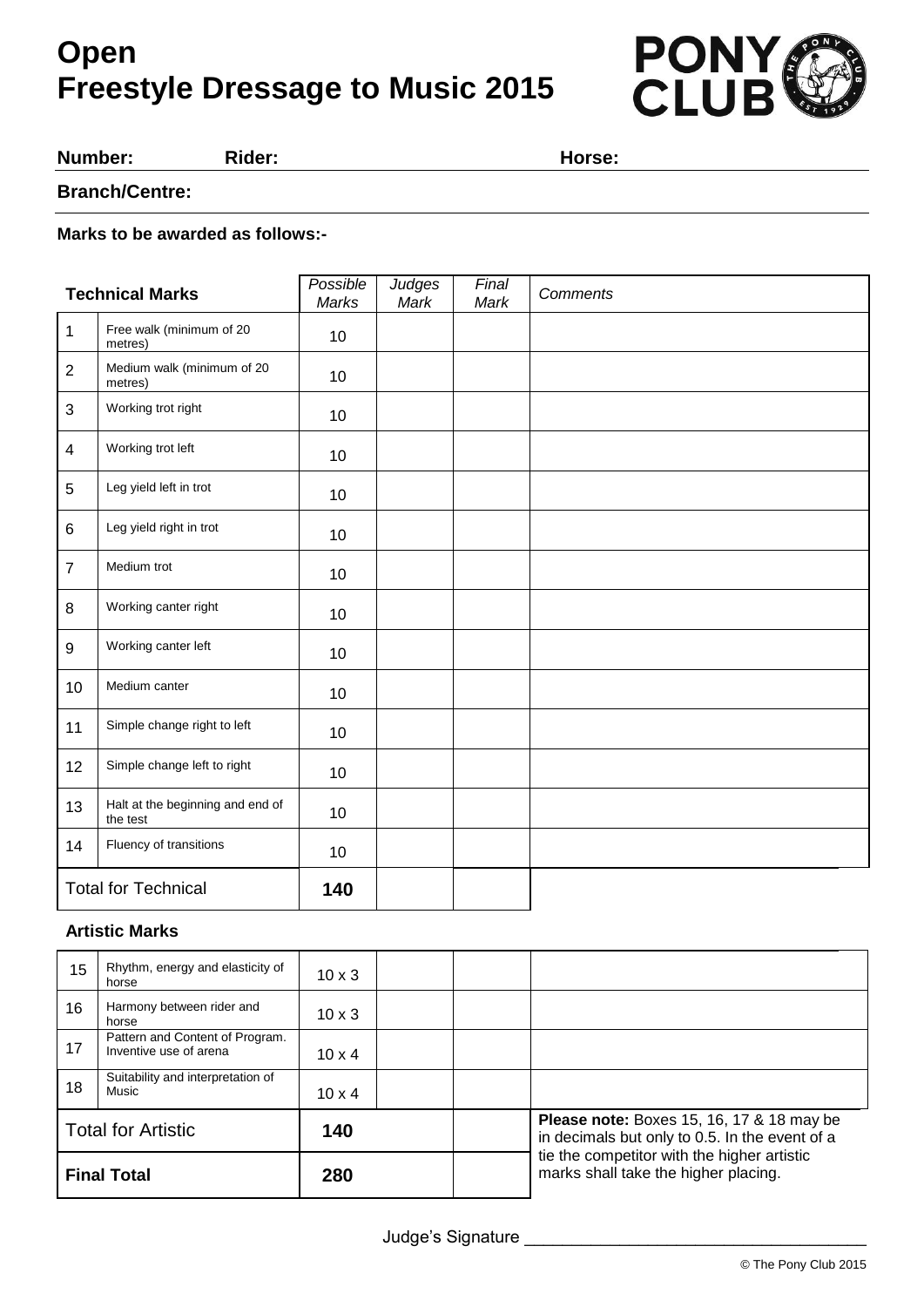# Open
# Freestyle Dressage to Music 2015

**Number:** **Rider:** **Horse:**

**Branch/Centre:**

**Marks to be awarded as follows:-**

| Technical Marks | | *Possible Marks* | *Judges Mark* | *Final Mark* | *Comments* |
|---|---|---|---|---|---|
| 1 | Free walk (minimum of 20 metres) | 10 | | | |
| 2 | Medium walk (minimum of 20 metres) | 10 | | | |
| 3 | Working trot right | 10 | | | |
| 4 | Working trot left | 10 | | | |
| 5 | Leg yield left in trot | 10 | | | |
| 6 | Leg yield right in trot | 10 | | | |
| 7 | Medium trot | 10 | | | |
| 8 | Working canter right | 10 | | | |
| 9 | Working canter left | 10 | | | |
| 10 | Medium canter | 10 | | | |
| 11 | Simple change right to left | 10 | | | |
| 12 | Simple change left to right | 10 | | | |
| 13 | Halt at the beginning and end of the test | 10 | | | |
| 14 | Fluency of transitions | 10 | | | |
| Total for Technical | | **140** | | | |

**Artistic Marks**

| | | | | | |
|---|---|---|---|---|---|
| 15 | Rhythm, energy and elasticity of horse | 10 x 3 | | | |
| 16 | Harmony between rider and horse | 10 x 3 | | | |
| 17 | Pattern and Content of Program. Inventive use of arena | 10 x 4 | | | |
| 18 | Suitability and interpretation of Music | 10 x 4 | | | |
| Total for Artistic | | **140** | | | |
| **Final Total** | | **280** | | | |

**Please note:** Boxes 15, 16, 17 & 18 may be in decimals but only to 0.5. In the event of a tie the competitor with the higher artistic marks shall take the higher placing.

Judge's Signature ___________________________________

© The Pony Club 2015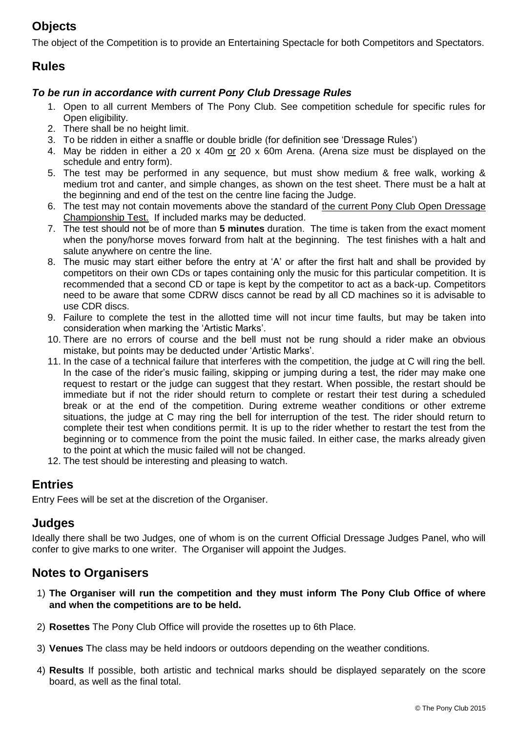## Objects

The object of the Competition is to provide an Entertaining Spectacle for both Competitors and Spectators.

## Rules

### *To be run in accordance with current Pony Club Dressage Rules*

1. Open to all current Members of The Pony Club. See competition schedule for specific rules for Open eligibility.
2. There shall be no height limit.
3. To be ridden in either a snaffle or double bridle (for definition see 'Dressage Rules')
4. May be ridden in either a 20 x 40m or 20 x 60m Arena. (Arena size must be displayed on the schedule and entry form).
5. The test may be performed in any sequence, but must show medium & free walk, working & medium trot and canter, and simple changes, as shown on the test sheet. There must be a halt at the beginning and end of the test on the centre line facing the Judge.
6. The test may not contain movements above the standard of the current Pony Club Open Dressage Championship Test. If included marks may be deducted.
7. The test should not be of more than **5 minutes** duration. The time is taken from the exact moment when the pony/horse moves forward from halt at the beginning. The test finishes with a halt and salute anywhere on centre the line.
8. The music may start either before the entry at 'A' or after the first halt and shall be provided by competitors on their own CDs or tapes containing only the music for this particular competition. It is recommended that a second CD or tape is kept by the competitor to act as a back-up. Competitors need to be aware that some CDRW discs cannot be read by all CD machines so it is advisable to use CDR discs.
9. Failure to complete the test in the allotted time will not incur time faults, but may be taken into consideration when marking the 'Artistic Marks'.
10. There are no errors of course and the bell must not be rung should a rider make an obvious mistake, but points may be deducted under 'Artistic Marks'.
11. In the case of a technical failure that interferes with the competition, the judge at C will ring the bell. In the case of the rider's music failing, skipping or jumping during a test, the rider may make one request to restart or the judge can suggest that they restart. When possible, the restart should be immediate but if not the rider should return to complete or restart their test during a scheduled break or at the end of the competition. During extreme weather conditions or other extreme situations, the judge at C may ring the bell for interruption of the test. The rider should return to complete their test when conditions permit. It is up to the rider whether to restart the test from the beginning or to commence from the point the music failed. In either case, the marks already given to the point at which the music failed will not be changed.
12. The test should be interesting and pleasing to watch.

## Entries

Entry Fees will be set at the discretion of the Organiser.

## Judges

Ideally there shall be two Judges, one of whom is on the current Official Dressage Judges Panel, who will confer to give marks to one writer. The Organiser will appoint the Judges.

## Notes to Organisers

1) **The Organiser will run the competition and they must inform The Pony Club Office of where and when the competitions are to be held.**
2) **Rosettes** The Pony Club Office will provide the rosettes up to 6th Place.
3) **Venues** The class may be held indoors or outdoors depending on the weather conditions.
4) **Results** If possible, both artistic and technical marks should be displayed separately on the score board, as well as the final total.

© The Pony Club 2015